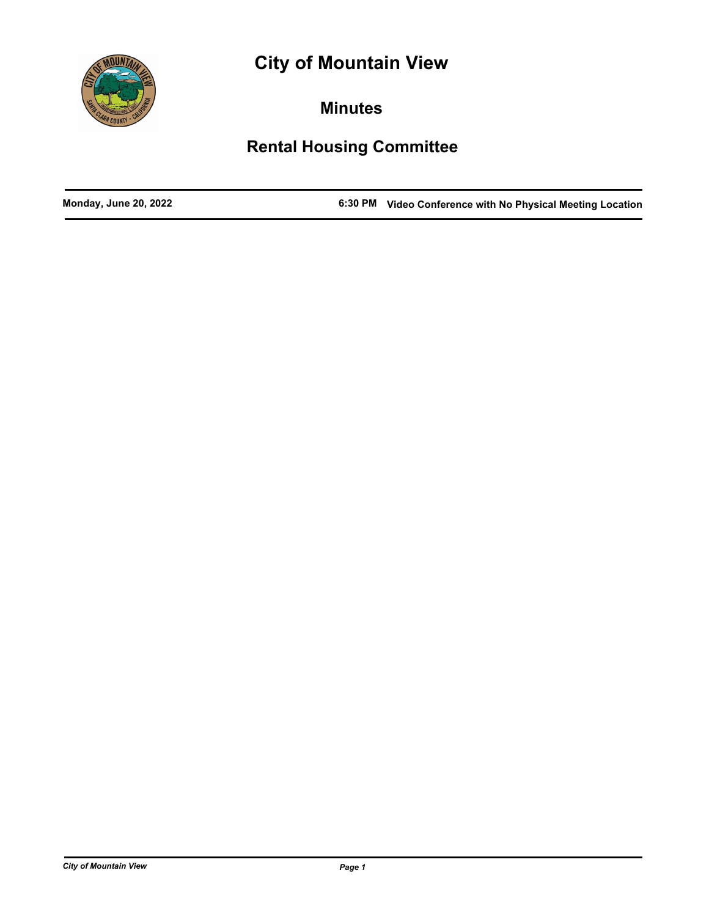# City of Mountain View

## Minutes

## Rental Housing Committee

**Monday, June 20, 2022** **6:30 PM** **Video Conference with No Physical Meeting Location**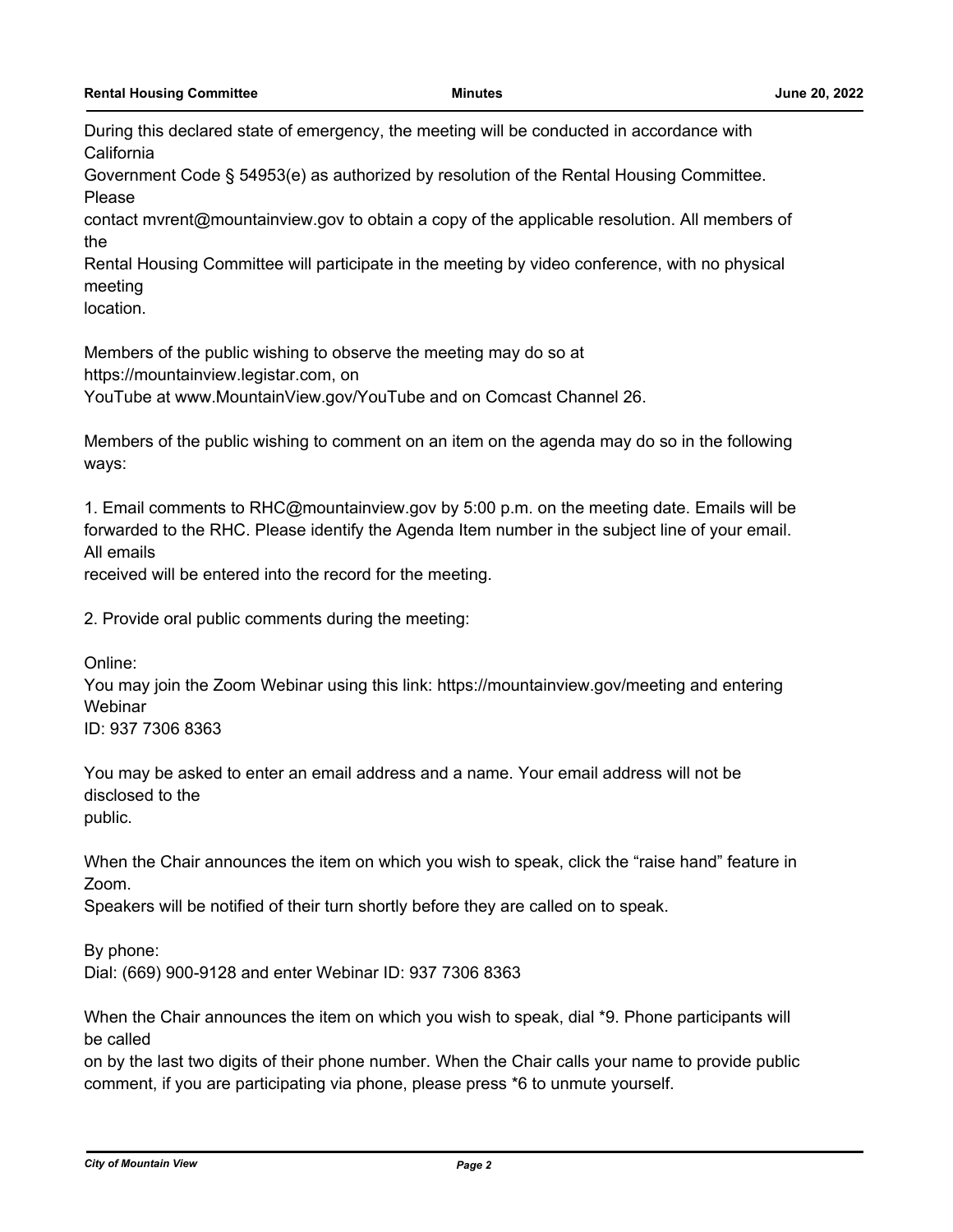During this declared state of emergency, the meeting will be conducted in accordance with California Government Code § 54953(e) as authorized by resolution of the Rental Housing Committee. Please contact mvrent@mountainview.gov to obtain a copy of the applicable resolution. All members of the Rental Housing Committee will participate in the meeting by video conference, with no physical meeting location.

Members of the public wishing to observe the meeting may do so at https://mountainview.legistar.com, on YouTube at www.MountainView.gov/YouTube and on Comcast Channel 26.

Members of the public wishing to comment on an item on the agenda may do so in the following ways:

1. Email comments to RHC@mountainview.gov by 5:00 p.m. on the meeting date. Emails will be forwarded to the RHC. Please identify the Agenda Item number in the subject line of your email. All emails received will be entered into the record for the meeting.

2. Provide oral public comments during the meeting:

Online:
You may join the Zoom Webinar using this link: https://mountainview.gov/meeting and entering Webinar ID: 937 7306 8363

You may be asked to enter an email address and a name. Your email address will not be disclosed to the public.

When the Chair announces the item on which you wish to speak, click the “raise hand” feature in Zoom.
Speakers will be notified of their turn shortly before they are called on to speak.

By phone:
Dial: (669) 900-9128 and enter Webinar ID: 937 7306 8363

When the Chair announces the item on which you wish to speak, dial *9. Phone participants will be called on by the last two digits of their phone number. When the Chair calls your name to provide public comment, if you are participating via phone, please press *6 to unmute yourself.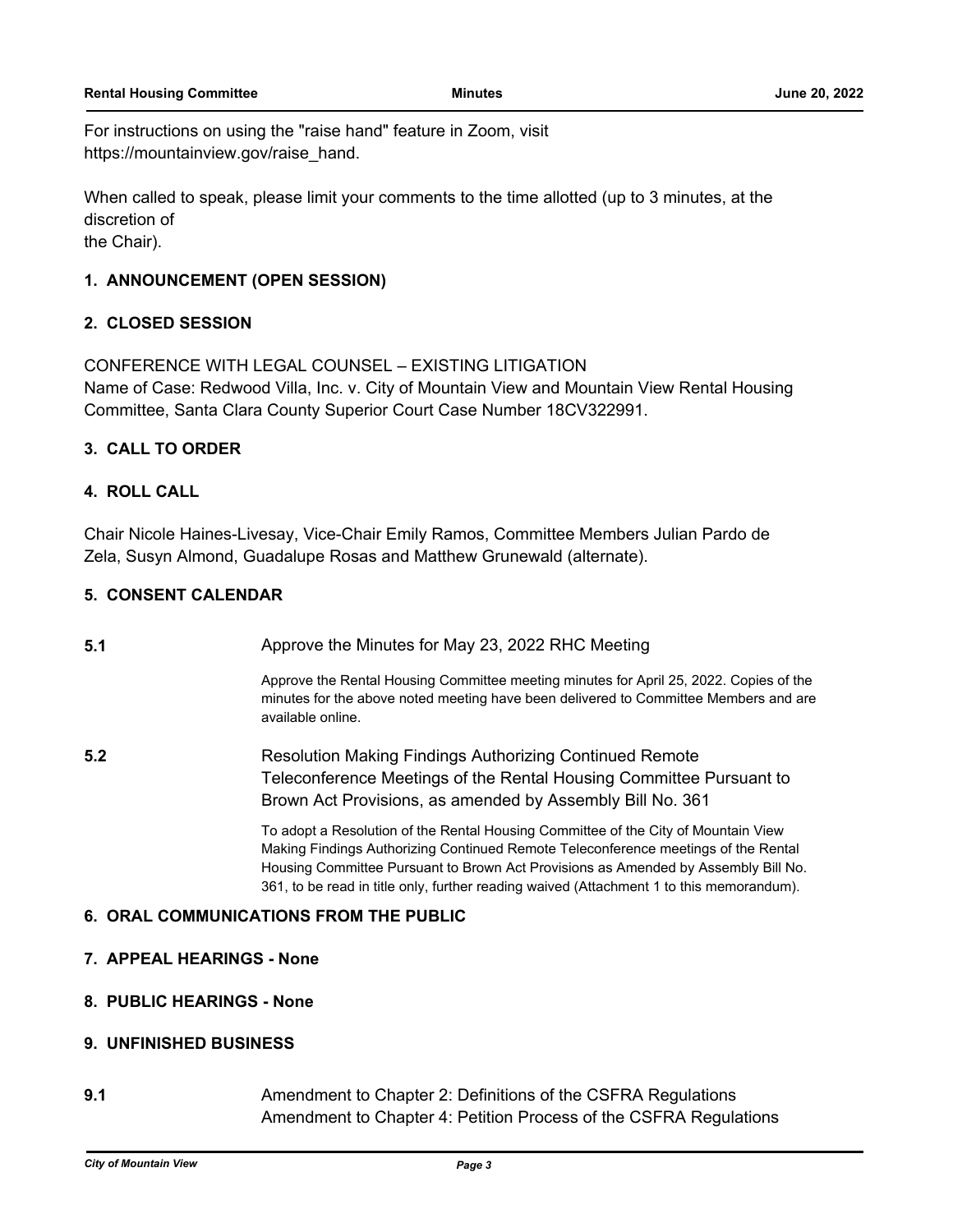For instructions on using the "raise hand" feature in Zoom, visit https://mountainview.gov/raise_hand.

When called to speak, please limit your comments to the time allotted (up to 3 minutes, at the discretion of
the Chair).

**1. ANNOUNCEMENT (OPEN SESSION)**

**2. CLOSED SESSION**

CONFERENCE WITH LEGAL COUNSEL – EXISTING LITIGATION
Name of Case: Redwood Villa, Inc. v. City of Mountain View and Mountain View Rental Housing Committee, Santa Clara County Superior Court Case Number 18CV322991.

**3. CALL TO ORDER**

**4. ROLL CALL**

Chair Nicole Haines-Livesay, Vice-Chair Emily Ramos, Committee Members Julian Pardo de Zela, Susyn Almond, Guadalupe Rosas and Matthew Grunewald (alternate).

**5. CONSENT CALENDAR**

**5.1** Approve the Minutes for May 23, 2022 RHC Meeting

Approve the Rental Housing Committee meeting minutes for April 25, 2022. Copies of the minutes for the above noted meeting have been delivered to Committee Members and are available online.

**5.2** Resolution Making Findings Authorizing Continued Remote Teleconference Meetings of the Rental Housing Committee Pursuant to Brown Act Provisions, as amended by Assembly Bill No. 361

To adopt a Resolution of the Rental Housing Committee of the City of Mountain View Making Findings Authorizing Continued Remote Teleconference meetings of the Rental Housing Committee Pursuant to Brown Act Provisions as Amended by Assembly Bill No. 361, to be read in title only, further reading waived (Attachment 1 to this memorandum).

**6. ORAL COMMUNICATIONS FROM THE PUBLIC**

**7. APPEAL HEARINGS - None**

**8. PUBLIC HEARINGS - None**

**9. UNFINISHED BUSINESS**

**9.1** Amendment to Chapter 2: Definitions of the CSFRA Regulations
Amendment to Chapter 4: Petition Process of the CSFRA Regulations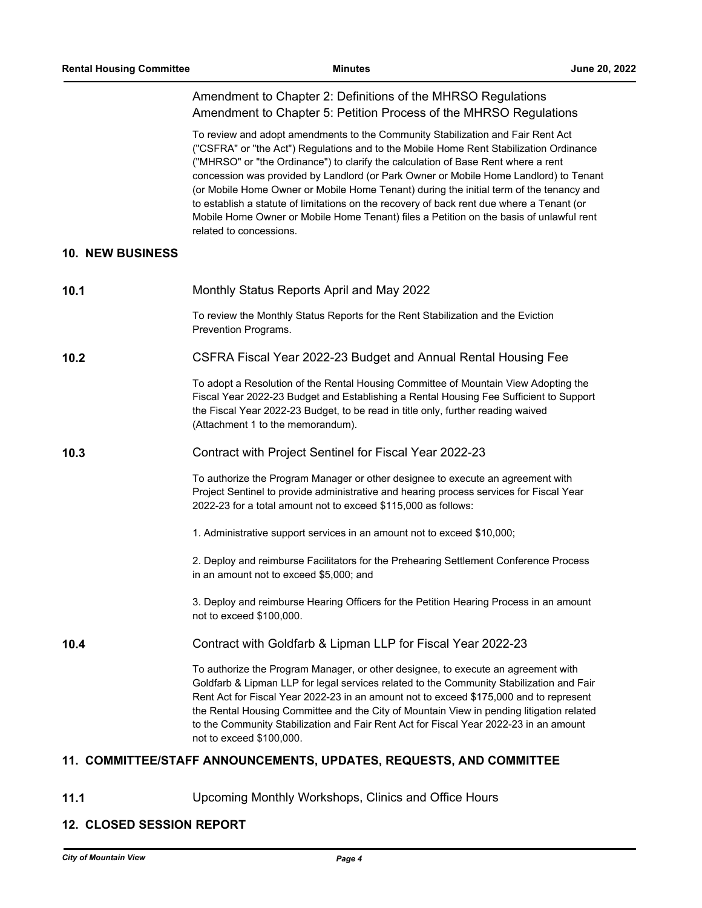Amendment to Chapter 2: Definitions of the MHRSO Regulations
Amendment to Chapter 5: Petition Process of the MHRSO Regulations

To review and adopt amendments to the Community Stabilization and Fair Rent Act ("CSFRA" or "the Act") Regulations and to the Mobile Home Rent Stabilization Ordinance ("MHRSO" or "the Ordinance") to clarify the calculation of Base Rent where a rent concession was provided by Landlord (or Park Owner or Mobile Home Landlord) to Tenant (or Mobile Home Owner or Mobile Home Tenant) during the initial term of the tenancy and to establish a statute of limitations on the recovery of back rent due where a Tenant (or Mobile Home Owner or Mobile Home Tenant) files a Petition on the basis of unlawful rent related to concessions.

## 10. NEW BUSINESS

### 10.1 Monthly Status Reports April and May 2022

To review the Monthly Status Reports for the Rent Stabilization and the Eviction Prevention Programs.

### 10.2 CSFRA Fiscal Year 2022-23 Budget and Annual Rental Housing Fee

To adopt a Resolution of the Rental Housing Committee of Mountain View Adopting the Fiscal Year 2022-23 Budget and Establishing a Rental Housing Fee Sufficient to Support the Fiscal Year 2022-23 Budget, to be read in title only, further reading waived (Attachment 1 to the memorandum).

### 10.3 Contract with Project Sentinel for Fiscal Year 2022-23

To authorize the Program Manager or other designee to execute an agreement with Project Sentinel to provide administrative and hearing process services for Fiscal Year 2022-23 for a total amount not to exceed $115,000 as follows:

1. Administrative support services in an amount not to exceed $10,000;

2. Deploy and reimburse Facilitators for the Prehearing Settlement Conference Process in an amount not to exceed $5,000; and

3. Deploy and reimburse Hearing Officers for the Petition Hearing Process in an amount not to exceed $100,000.

### 10.4 Contract with Goldfarb & Lipman LLP for Fiscal Year 2022-23

To authorize the Program Manager, or other designee, to execute an agreement with Goldfarb & Lipman LLP for legal services related to the Community Stabilization and Fair Rent Act for Fiscal Year 2022-23 in an amount not to exceed $175,000 and to represent the Rental Housing Committee and the City of Mountain View in pending litigation related to the Community Stabilization and Fair Rent Act for Fiscal Year 2022-23 in an amount not to exceed $100,000.

## 11. COMMITTEE/STAFF ANNOUNCEMENTS, UPDATES, REQUESTS, AND COMMITTEE

### 11.1 Upcoming Monthly Workshops, Clinics and Office Hours

## 12. CLOSED SESSION REPORT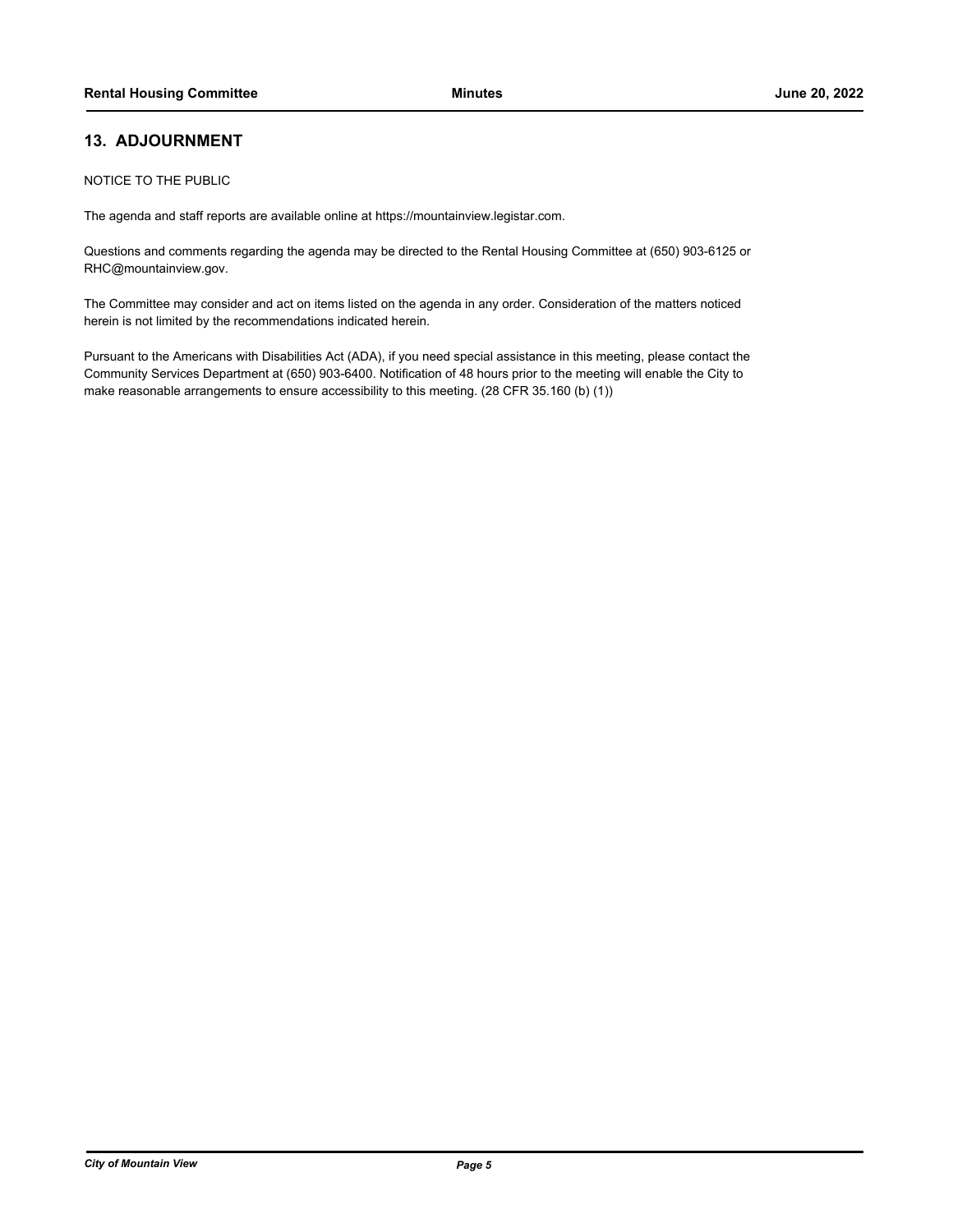## 13. ADJOURNMENT

NOTICE TO THE PUBLIC

The agenda and staff reports are available online at https://mountainview.legistar.com.

Questions and comments regarding the agenda may be directed to the Rental Housing Committee at (650) 903-6125 or RHC@mountainview.gov.

The Committee may consider and act on items listed on the agenda in any order. Consideration of the matters noticed herein is not limited by the recommendations indicated herein.

Pursuant to the Americans with Disabilities Act (ADA), if you need special assistance in this meeting, please contact the Community Services Department at (650) 903-6400. Notification of 48 hours prior to the meeting will enable the City to make reasonable arrangements to ensure accessibility to this meeting. (28 CFR 35.160 (b) (1))